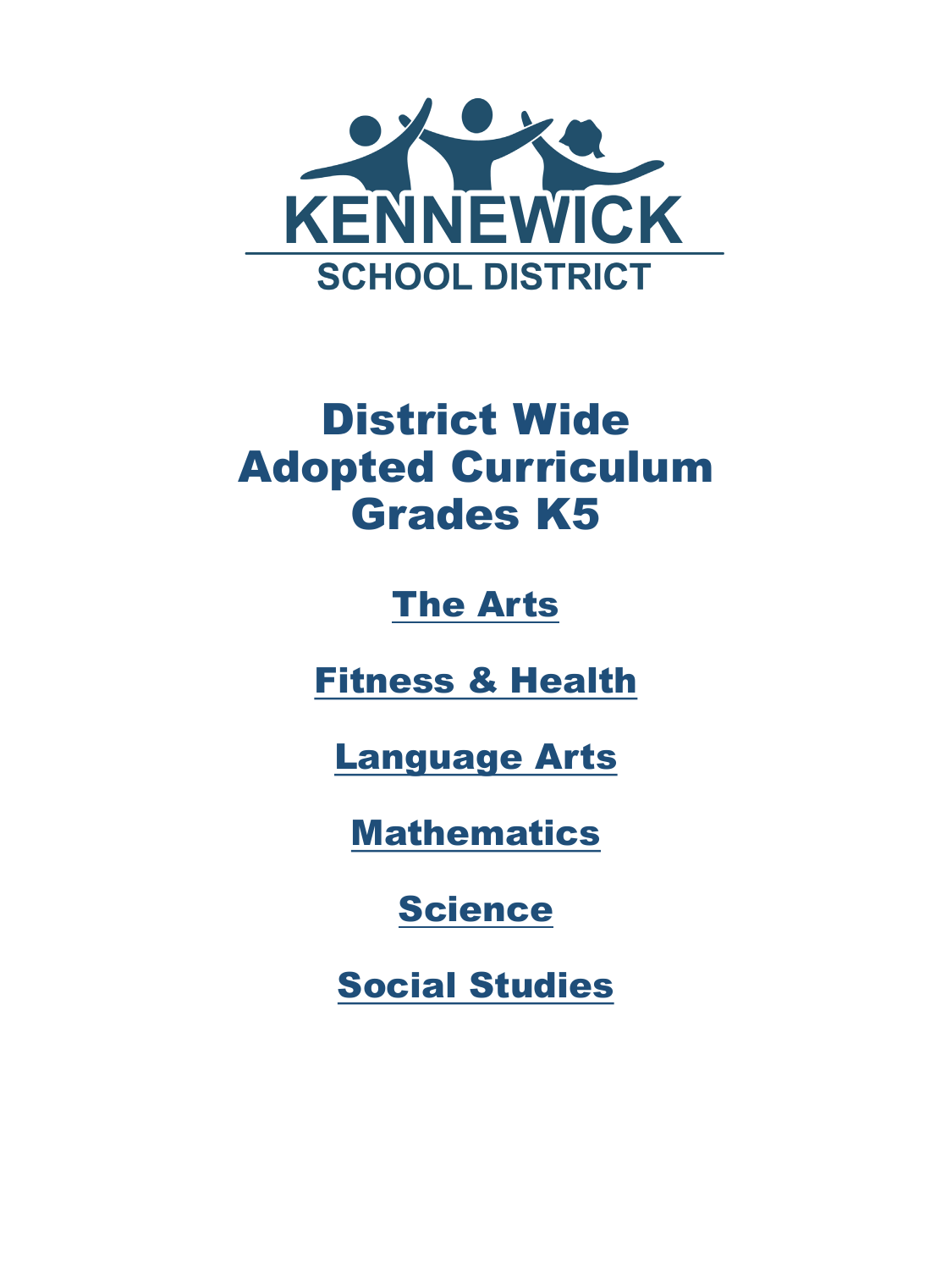KENNEWICK
SCHOOL DISTRICT

# District Wide Adopted Curriculum Grades K5

## The Arts

## Fitness & Health

## Language Arts

## Mathematics

## Science

## Social Studies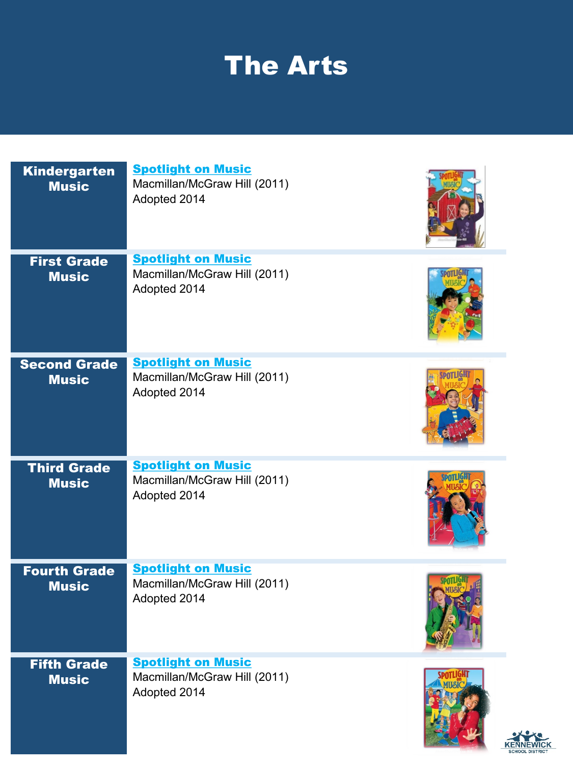# The Arts

| Grade | Materials |
| --- | --- |
| **Kindergarten Music** | **Spotlight on Music**<br>Macmillan/McGraw Hill (2011)<br>Adopted 2014 |
| **First Grade Music** | **Spotlight on Music**<br>Macmillan/McGraw Hill (2011)<br>Adopted 2014 |
| **Second Grade Music** | **Spotlight on Music**<br>Macmillan/McGraw Hill (2011)<br>Adopted 2014 |
| **Third Grade Music** | **Spotlight on Music**<br>Macmillan/McGraw Hill (2011)<br>Adopted 2014 |
| **Fourth Grade Music** | **Spotlight on Music**<br>Macmillan/McGraw Hill (2011)<br>Adopted 2014 |
| **Fifth Grade Music** | **Spotlight on Music**<br>Macmillan/McGraw Hill (2011)<br>Adopted 2014 |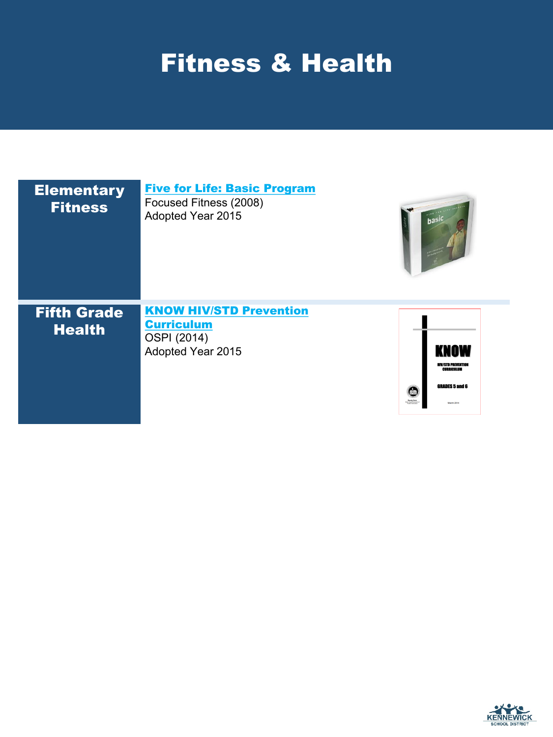# Fitness & Health

| | |
|---|---|
| **Elementary Fitness** | **Five for Life: Basic Program**<br>Focused Fitness (2008)<br>Adopted Year 2015 |
| **Fifth Grade Health** | **KNOW HIV/STD Prevention Curriculum**<br>OSPI (2014)<br>Adopted Year 2015 |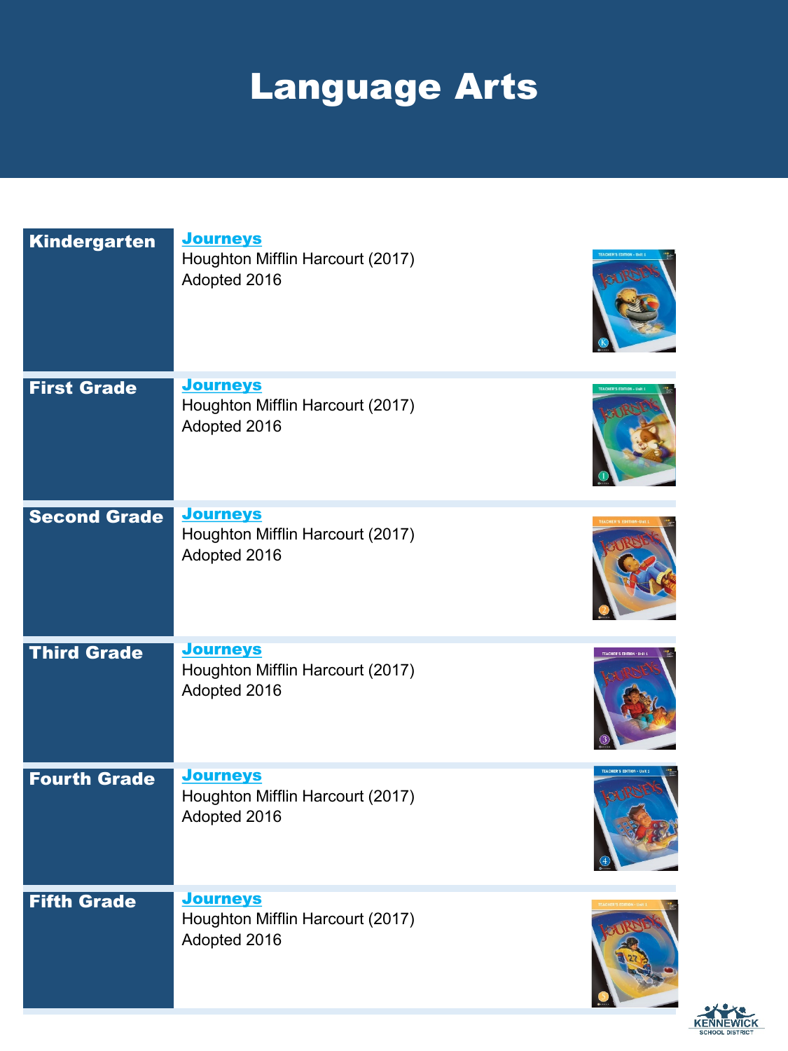# Language Arts

| Grade | Curriculum |
| --- | --- |
| **Kindergarten** | **Journeys**<br>Houghton Mifflin Harcourt (2017)<br>Adopted 2016 |
| **First Grade** | **Journeys**<br>Houghton Mifflin Harcourt (2017)<br>Adopted 2016 |
| **Second Grade** | **Journeys**<br>Houghton Mifflin Harcourt (2017)<br>Adopted 2016 |
| **Third Grade** | **Journeys**<br>Houghton Mifflin Harcourt (2017)<br>Adopted 2016 |
| **Fourth Grade** | **Journeys**<br>Houghton Mifflin Harcourt (2017)<br>Adopted 2016 |
| **Fifth Grade** | **Journeys**<br>Houghton Mifflin Harcourt (2017)<br>Adopted 2016 |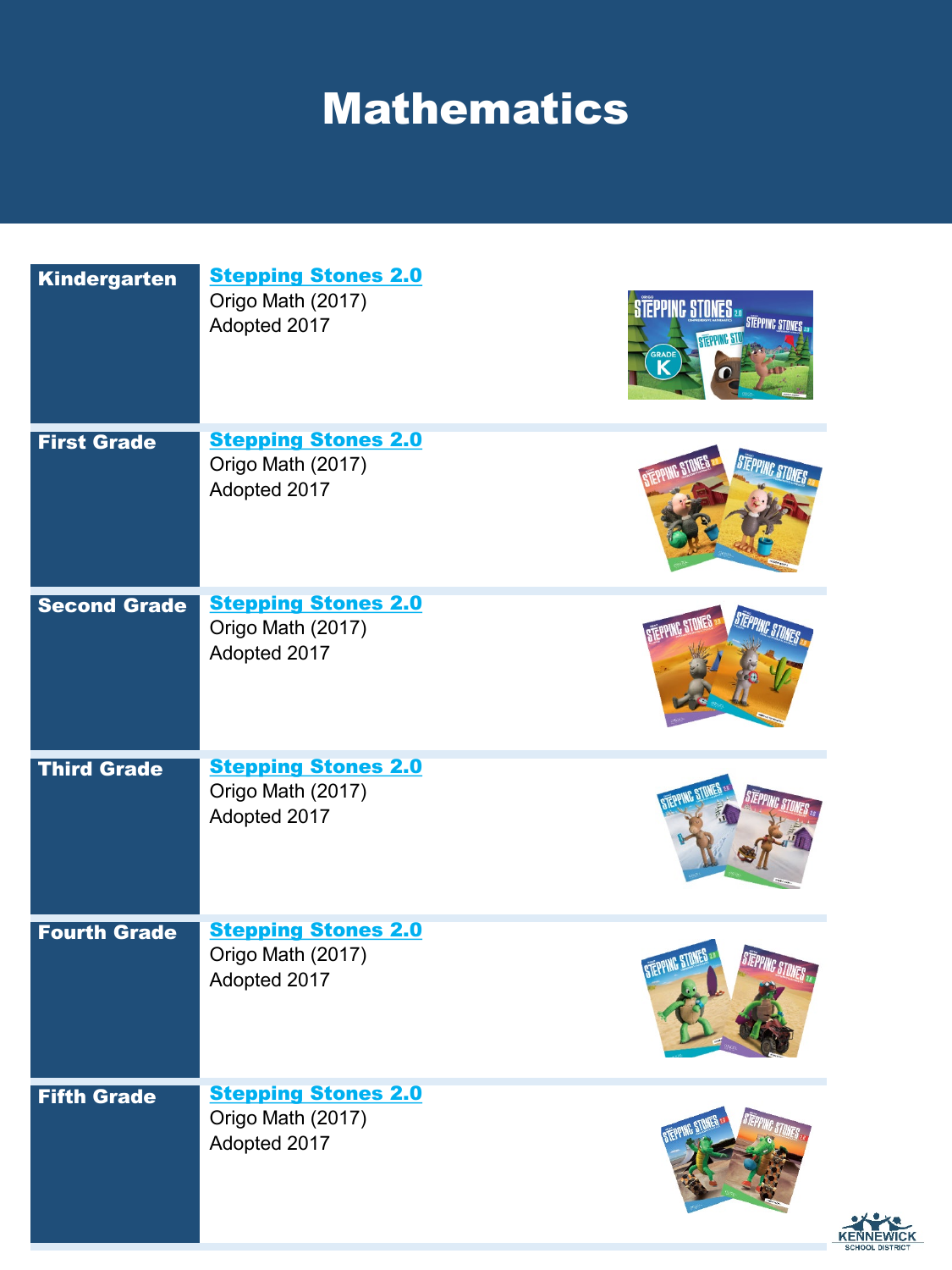# Mathematics

| Grade | Curriculum |
| --- | --- |
| **Kindergarten** | **Stepping Stones 2.0**<br>Origo Math (2017)<br>Adopted 2017 |
| **First Grade** | **Stepping Stones 2.0**<br>Origo Math (2017)<br>Adopted 2017 |
| **Second Grade** | **Stepping Stones 2.0**<br>Origo Math (2017)<br>Adopted 2017 |
| **Third Grade** | **Stepping Stones 2.0**<br>Origo Math (2017)<br>Adopted 2017 |
| **Fourth Grade** | **Stepping Stones 2.0**<br>Origo Math (2017)<br>Adopted 2017 |
| **Fifth Grade** | **Stepping Stones 2.0**<br>Origo Math (2017)<br>Adopted 2017 |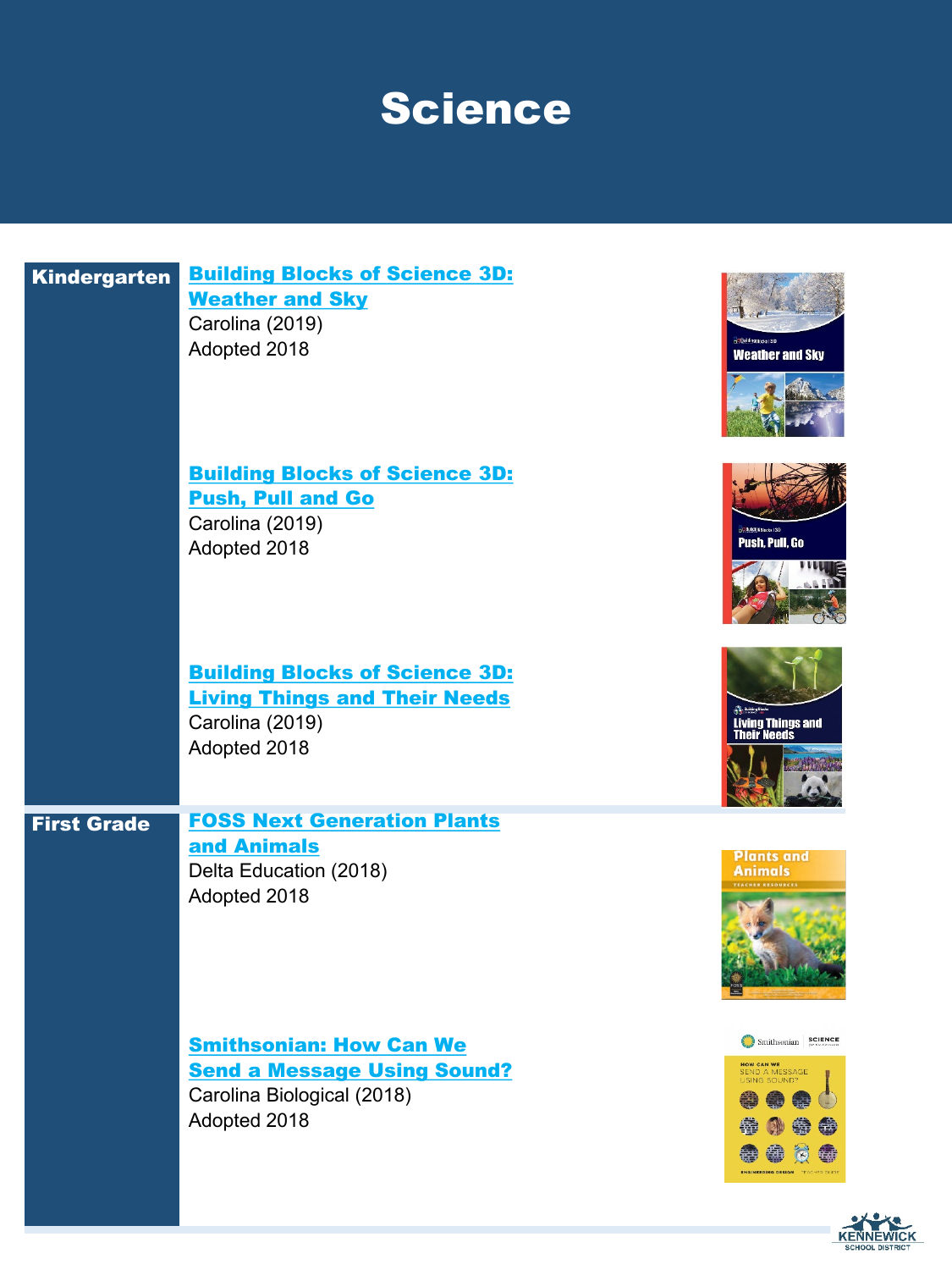# Science

## Kindergarten

**Building Blocks of Science 3D: Weather and Sky**
Carolina (2019)
Adopted 2018

**Building Blocks of Science 3D: Push, Pull and Go**
Carolina (2019)
Adopted 2018

**Building Blocks of Science 3D: Living Things and Their Needs**
Carolina (2019)
Adopted 2018

## First Grade

**FOSS Next Generation Plants and Animals**
Delta Education (2018)
Adopted 2018

**Smithsonian: How Can We Send a Message Using Sound?**
Carolina Biological (2018)
Adopted 2018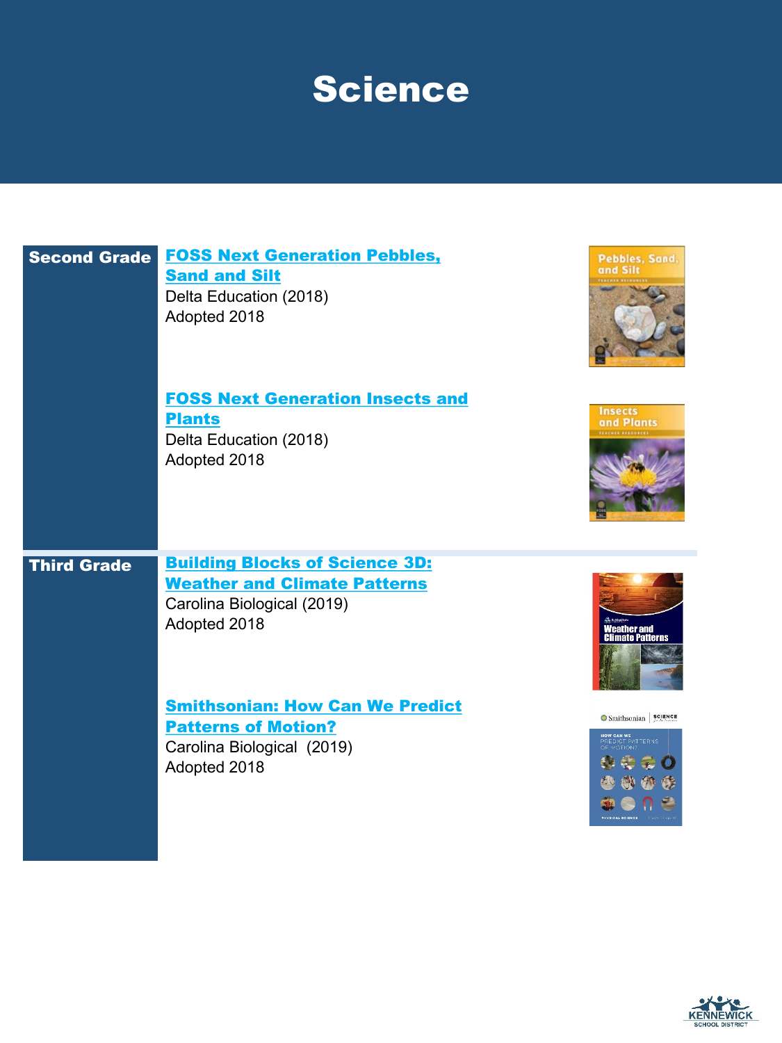# Science

## Second Grade

**FOSS Next Generation Pebbles, Sand and Silt**
Delta Education (2018)
Adopted 2018

**FOSS Next Generation Insects and Plants**
Delta Education (2018)
Adopted 2018

## Third Grade

**Building Blocks of Science 3D: Weather and Climate Patterns**
Carolina Biological (2019)
Adopted 2018

**Smithsonian: How Can We Predict Patterns of Motion?**
Carolina Biological (2019)
Adopted 2018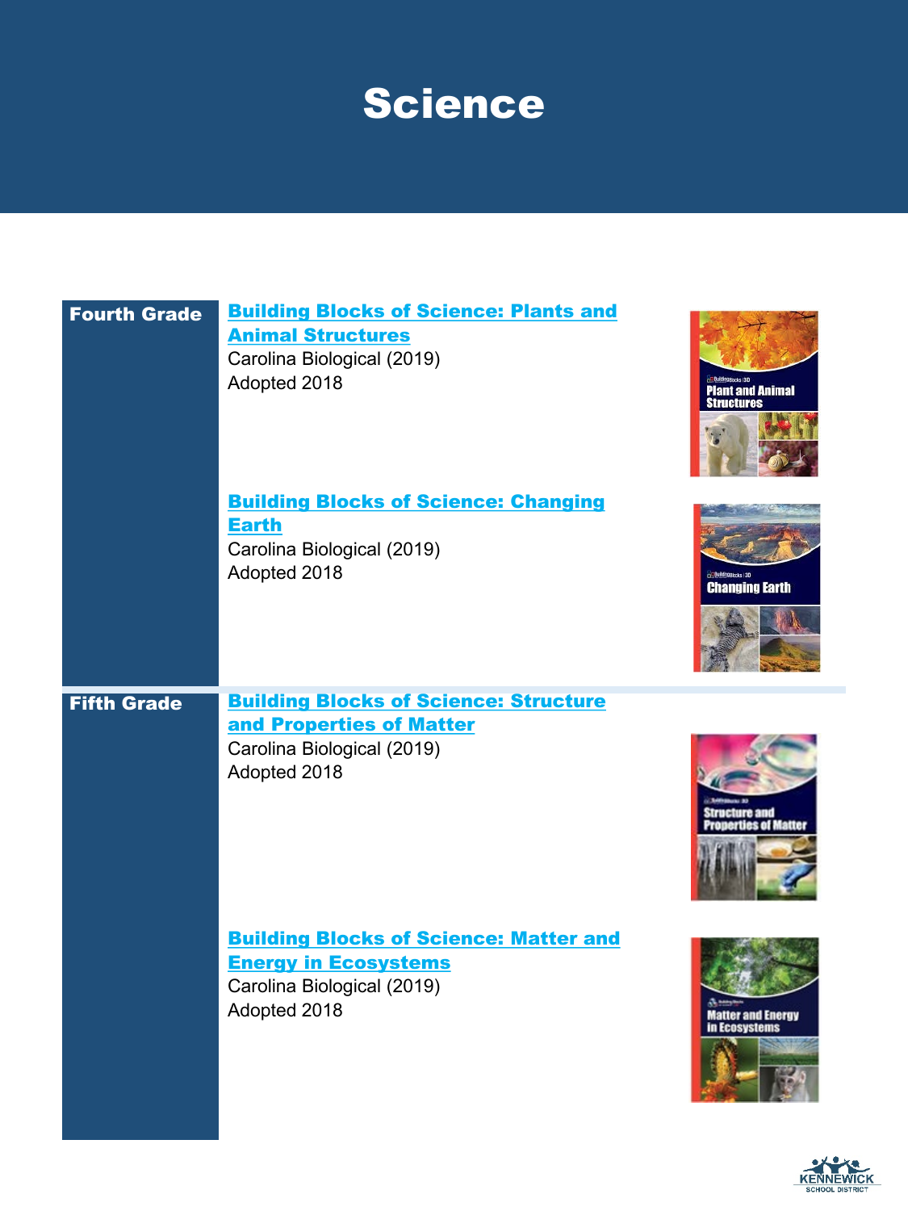# Science

| Grade | Materials |
| --- | --- |
| **Fourth Grade** | **Building Blocks of Science: Plants and Animal Structures**<br>Carolina Biological (2019)<br>Adopted 2018 |
| | **Building Blocks of Science: Changing Earth**<br>Carolina Biological (2019)<br>Adopted 2018 |
| **Fifth Grade** | **Building Blocks of Science: Structure and Properties of Matter**<br>Carolina Biological (2019)<br>Adopted 2018 |
| | **Building Blocks of Science: Matter and Energy in Ecosystems**<br>Carolina Biological (2019)<br>Adopted 2018 |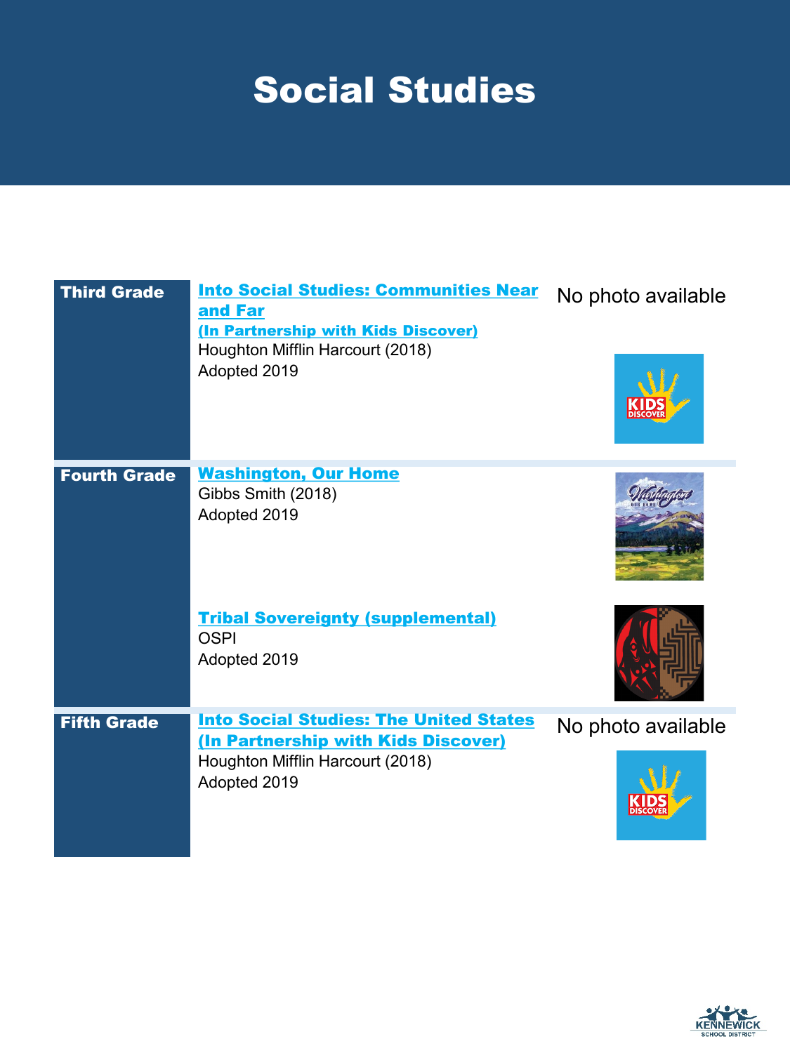# Social Studies

| | | |
|---|---|---|
| **Third Grade** | **Into Social Studies: Communities Near and Far (In Partnership with Kids Discover)**<br>Houghton Mifflin Harcourt (2018)<br>Adopted 2019 | No photo available |
| **Fourth Grade** | **Washington, Our Home**<br>Gibbs Smith (2018)<br>Adopted 2019<br><br>**Tribal Sovereignty (supplemental)**<br>OSPI<br>Adopted 2019 | |
| **Fifth Grade** | **Into Social Studies: The United States (In Partnership with Kids Discover)**<br>Houghton Mifflin Harcourt (2018)<br>Adopted 2019 | No photo available |